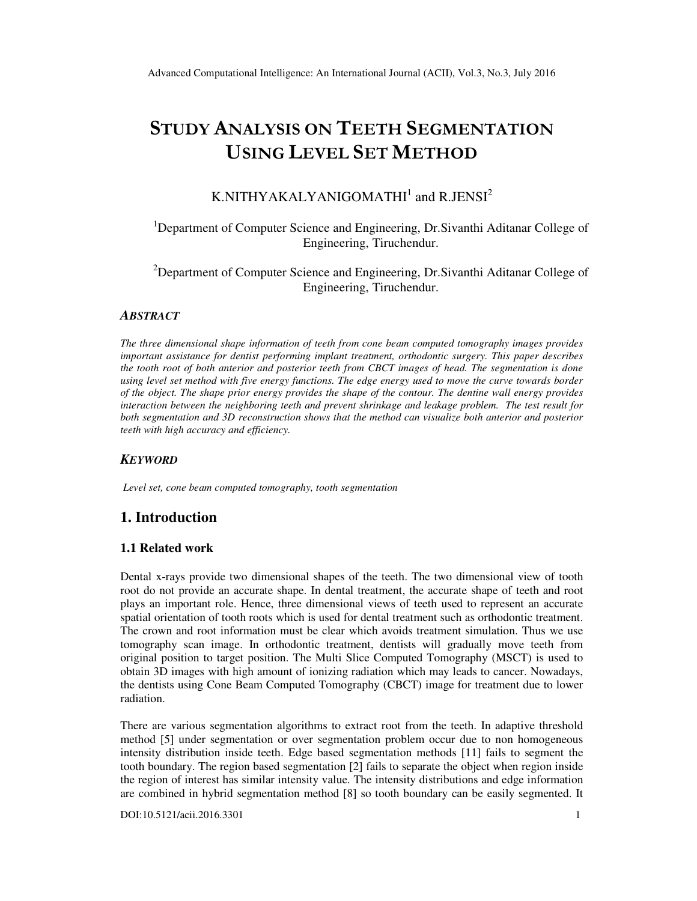# STUDY ANALYSIS ON TEETH SEGMENTATION USING LEVEL SET METHOD

K.NITHYAKALYANIGOMATHI[1] and R.JENSI[2]

[1]Department of Computer Science and Engineering, Dr.Sivanthi Aditanar College of Engineering, Tiruchendur.

[2]Department of Computer Science and Engineering, Dr.Sivanthi Aditanar College of Engineering, Tiruchendur.

### *ABSTRACT*

*The three dimensional shape information of teeth from cone beam computed tomography images provides important assistance for dentist performing implant treatment, orthodontic surgery. This paper describes the tooth root of both anterior and posterior teeth from CBCT images of head. The segmentation is done using level set method with five energy functions. The edge energy used to move the curve towards border of the object. The shape prior energy provides the shape of the contour. The dentine wall energy provides interaction between the neighboring teeth and prevent shrinkage and leakage problem. The test result for both segmentation and 3D reconstruction shows that the method can visualize both anterior and posterior teeth with high accuracy and efficiency.*

### *KEYWORD*

*Level set, cone beam computed tomography, tooth segmentation*

## 1. Introduction

### 1.1 Related work

Dental x-rays provide two dimensional shapes of the teeth. The two dimensional view of tooth root do not provide an accurate shape. In dental treatment, the accurate shape of teeth and root plays an important role. Hence, three dimensional views of teeth used to represent an accurate spatial orientation of tooth roots which is used for dental treatment such as orthodontic treatment. The crown and root information must be clear which avoids treatment simulation. Thus we use tomography scan image. In orthodontic treatment, dentists will gradually move teeth from original position to target position. The Multi Slice Computed Tomography (MSCT) is used to obtain 3D images with high amount of ionizing radiation which may leads to cancer. Nowadays, the dentists using Cone Beam Computed Tomography (CBCT) image for treatment due to lower radiation.

There are various segmentation algorithms to extract root from the teeth. In adaptive threshold method [5] under segmentation or over segmentation problem occur due to non homogeneous intensity distribution inside teeth. Edge based segmentation methods [11] fails to segment the tooth boundary. The region based segmentation [2] fails to separate the object when region inside the region of interest has similar intensity value. The intensity distributions and edge information are combined in hybrid segmentation method [8] so tooth boundary can be easily segmented. It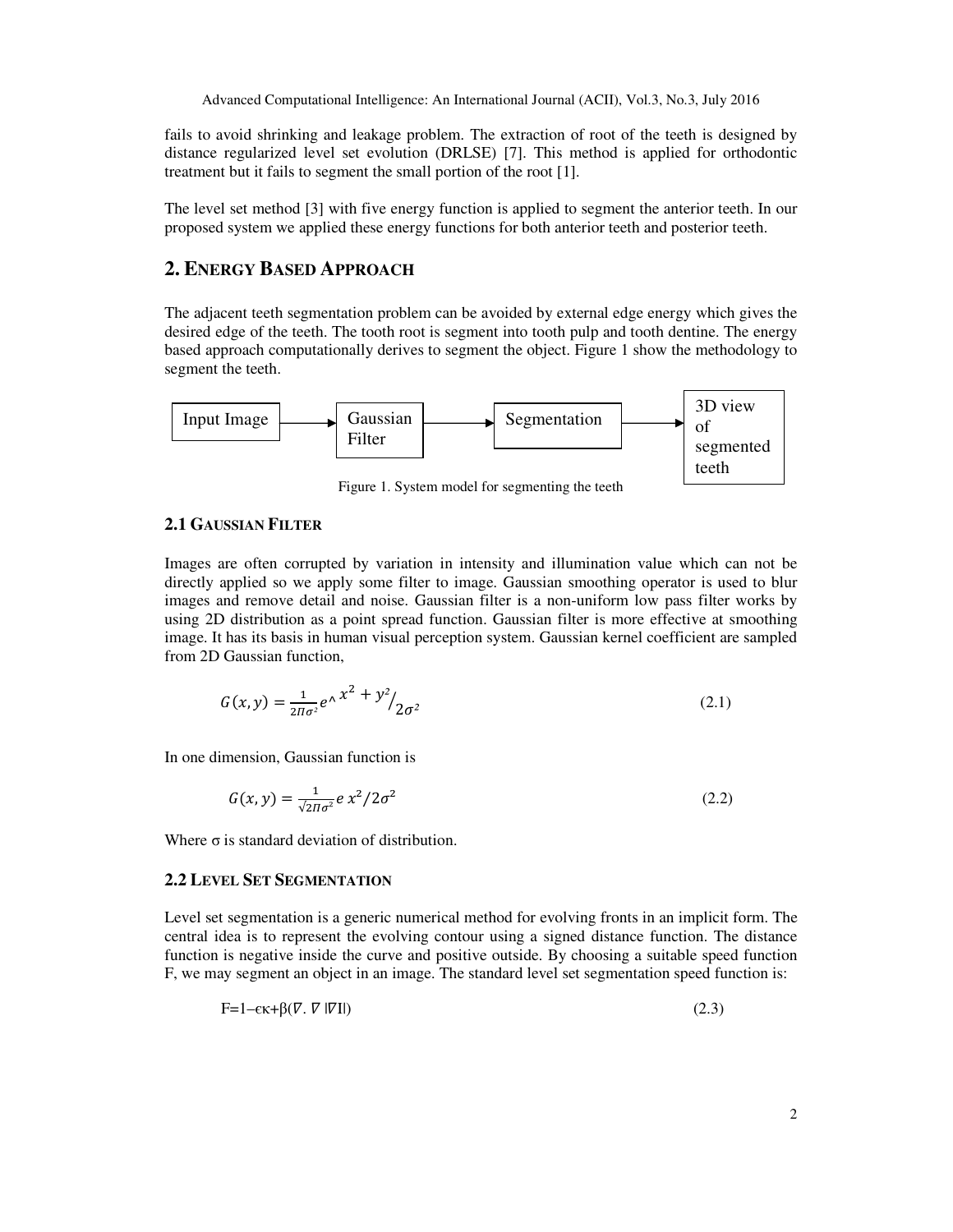fails to avoid shrinking and leakage problem. The extraction of root of the teeth is designed by distance regularized level set evolution (DRLSE) [7]. This method is applied for orthodontic treatment but it fails to segment the small portion of the root [1].

The level set method [3] with five energy function is applied to segment the anterior teeth. In our proposed system we applied these energy functions for both anterior teeth and posterior teeth.

## 2. ENERGY BASED APPROACH

The adjacent teeth segmentation problem can be avoided by external edge energy which gives the desired edge of the teeth. The tooth root is segment into tooth pulp and tooth dentine. The energy based approach computationally derives to segment the object. Figure 1 show the methodology to segment the teeth.

Input Image → Gaussian Filter → Segmentation → 3D view of segmented teeth

Figure 1. System model for segmenting the teeth

### 2.1 GAUSSIAN FILTER

Images are often corrupted by variation in intensity and illumination value which can not be directly applied so we apply some filter to image. Gaussian smoothing operator is used to blur images and remove detail and noise. Gaussian filter is a non-uniform low pass filter works by using 2D distribution as a point spread function. Gaussian filter is more effective at smoothing image. It has its basis in human visual perception system. Gaussian kernel coefficient are sampled from 2D Gaussian function,

$$G(x,y) = \frac{1}{2\Pi\sigma^2} e^\wedge x^2 + y^2/_{2\sigma^2} \quad (2.1)$$

In one dimension, Gaussian function is

$$G(x,y) = \frac{1}{\sqrt{2\Pi\sigma^2}} e\, x^2/2\sigma^2 \quad (2.2)$$

Where σ is standard deviation of distribution.

### 2.2 LEVEL SET SEGMENTATION

Level set segmentation is a generic numerical method for evolving fronts in an implicit form. The central idea is to represent the evolving contour using a signed distance function. The distance function is negative inside the curve and positive outside. By choosing a suitable speed function F, we may segment an object in an image. The standard level set segmentation speed function is:

$$F=1-\epsilon\kappa+\beta(\nabla.\ \nabla\ |\nabla I|) \quad (2.3)$$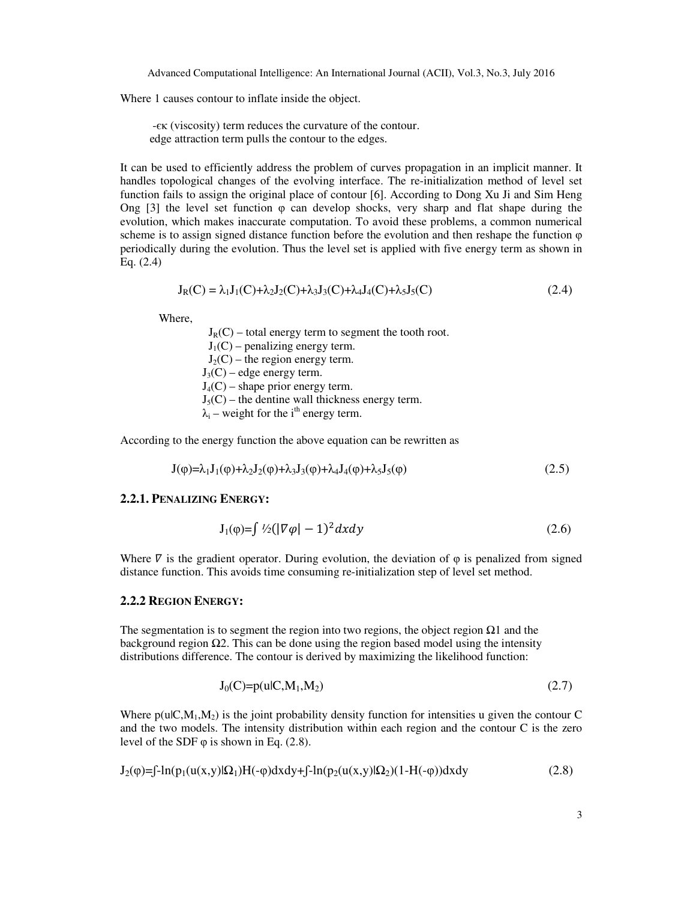Where 1 causes contour to inflate inside the object.

-$\epsilon\kappa$ (viscosity) term reduces the curvature of the contour.
edge attraction term pulls the contour to the edges.

It can be used to efficiently address the problem of curves propagation in an implicit manner. It handles topological changes of the evolving interface. The re-initialization method of level set function fails to assign the original place of contour [6]. According to Dong Xu Ji and Sim Heng Ong [3] the level set function $\varphi$ can develop shocks, very sharp and flat shape during the evolution, which makes inaccurate computation. To avoid these problems, a common numerical scheme is to assign signed distance function before the evolution and then reshape the function $\varphi$ periodically during the evolution. Thus the level set is applied with five energy term as shown in Eq. (2.4)

$$J_R(C) = \lambda_1 J_1(C)+\lambda_2 J_2(C)+\lambda_3 J_3(C)+\lambda_4 J_4(C)+\lambda_5 J_5(C) \tag{2.4}$$

Where,

$J_R(C)$ – total energy term to segment the tooth root.
$J_1(C)$ – penalizing energy term.
$J_2(C)$ – the region energy term.
$J_3(C)$ – edge energy term.
$J_4(C)$ – shape prior energy term.
$J_5(C)$ – the dentine wall thickness energy term.
$\lambda_i$ – weight for the i[th] energy term.

According to the energy function the above equation can be rewritten as

$$J(\varphi)=\lambda_1 J_1(\varphi)+\lambda_2 J_2(\varphi)+\lambda_3 J_3(\varphi)+\lambda_4 J_4(\varphi)+\lambda_5 J_5(\varphi) \tag{2.5}$$

### 2.2.1. Penalizing Energy:

$$J_1(\varphi)=\int \tfrac{1}{2}(|\nabla\varphi| - 1)^2\,dxdy \tag{2.6}$$

Where $\nabla$ is the gradient operator. During evolution, the deviation of $\varphi$ is penalized from signed distance function. This avoids time consuming re-initialization step of level set method.

### 2.2.2 Region Energy:

The segmentation is to segment the region into two regions, the object region $\Omega 1$ and the background region $\Omega 2$. This can be done using the region based model using the intensity distributions difference. The contour is derived by maximizing the likelihood function:

$$J_0(C)=p(u|C,M_1,M_2) \tag{2.7}$$

Where $p(u|C,M_1,M_2)$ is the joint probability density function for intensities u given the contour C and the two models. The intensity distribution within each region and the contour C is the zero level of the SDF $\varphi$ is shown in Eq. (2.8).

$$J_2(\varphi)=\int -\ln(p_1(u(x,y)|\Omega_1)H(-\varphi)dxdy+\int -\ln(p_2(u(x,y)|\Omega_2)(1-H(-\varphi))dxdy \tag{2.8}$$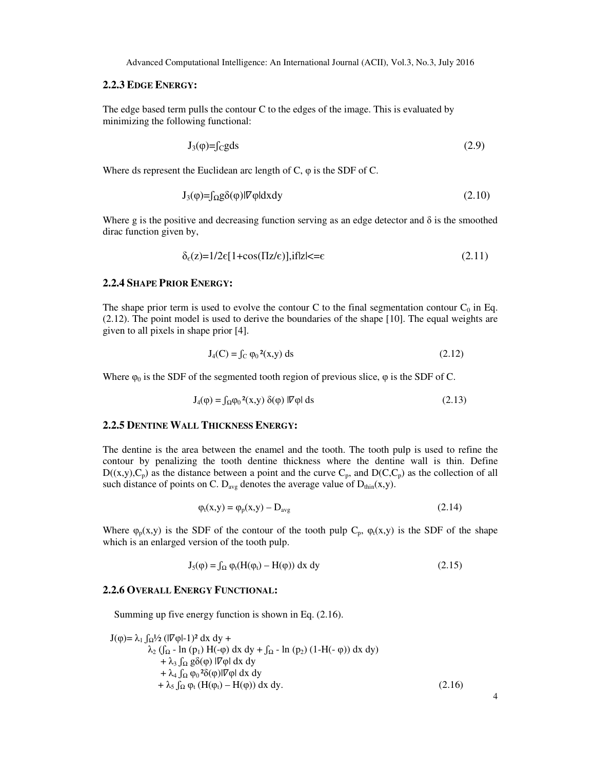### 2.2.3 EDGE ENERGY:

The edge based term pulls the contour C to the edges of the image. This is evaluated by minimizing the following functional:

$$J_3(\varphi)=\int_C g ds \tag{2.9}$$

Where ds represent the Euclidean arc length of C, $\varphi$ is the SDF of C.

$$J_3(\varphi)=\int_\Omega g\delta(\varphi)|\nabla\varphi|dxdy \tag{2.10}$$

Where g is the positive and decreasing function serving as an edge detector and $\delta$ is the smoothed dirac function given by,

$$\delta_\epsilon(z)=1/2\epsilon[1+\cos(\Pi z/\epsilon)],\text{if}|z|<=\epsilon \tag{2.11}$$

### 2.2.4 SHAPE PRIOR ENERGY:

The shape prior term is used to evolve the contour C to the final segmentation contour $C_0$ in Eq. (2.12). The point model is used to derive the boundaries of the shape [10]. The equal weights are given to all pixels in shape prior [4].

$$J_4(C) = \int_C \varphi_0{}^2(x,y)\, ds \tag{2.12}$$

Where $\varphi_0$ is the SDF of the segmented tooth region of previous slice, $\varphi$ is the SDF of C.

$$J_4(\varphi) = \int_\Omega \varphi_0{}^2(x,y)\, \delta(\varphi)\, |\nabla\varphi|\, ds \tag{2.13}$$

### 2.2.5 DENTINE WALL THICKNESS ENERGY:

The dentine is the area between the enamel and the tooth. The tooth pulp is used to refine the contour by penalizing the tooth dentine thickness where the dentine wall is thin. Define $D((x,y),C_p)$ as the distance between a point and the curve $C_p$, and $D(C,C_p)$ as the collection of all such distance of points on C. $D_{avg}$ denotes the average value of $D_{thin}(x,y)$.

$$\varphi_t(x,y) = \varphi_p(x,y) - D_{avg} \tag{2.14}$$

Where $\varphi_p(x,y)$ is the SDF of the contour of the tooth pulp $C_p$, $\varphi_t(x,y)$ is the SDF of the shape which is an enlarged version of the tooth pulp.

$$J_5(\varphi) = \int_\Omega \varphi_t(H(\varphi_t) - H(\varphi))\, dx\, dy \tag{2.15}$$

### 2.2.6 OVERALL ENERGY FUNCTIONAL:

Summing up five energy function is shown in Eq. (2.16).

$$\begin{aligned}
J(\varphi)= {} & \lambda_1 \int_\Omega ½\, (|\nabla\varphi|-1)^2\, dx\, dy + \\
& \lambda_2 \left(\int_\Omega - \ln(p_1)\, H(-\varphi)\, dx\, dy + \int_\Omega - \ln(p_2)\, (1-H(-\varphi))\, dx\, dy\right) \\
& + \lambda_3 \int_\Omega g\delta(\varphi)\, |\nabla\varphi|\, dx\, dy \\
& + \lambda_4 \int_\Omega \varphi_0{}^2\delta(\varphi)|\nabla\varphi|\, dx\, dy \\
& + \lambda_5 \int_\Omega \varphi_t\, (H(\varphi_t) - H(\varphi))\, dx\, dy.
\end{aligned} \tag{2.16}$$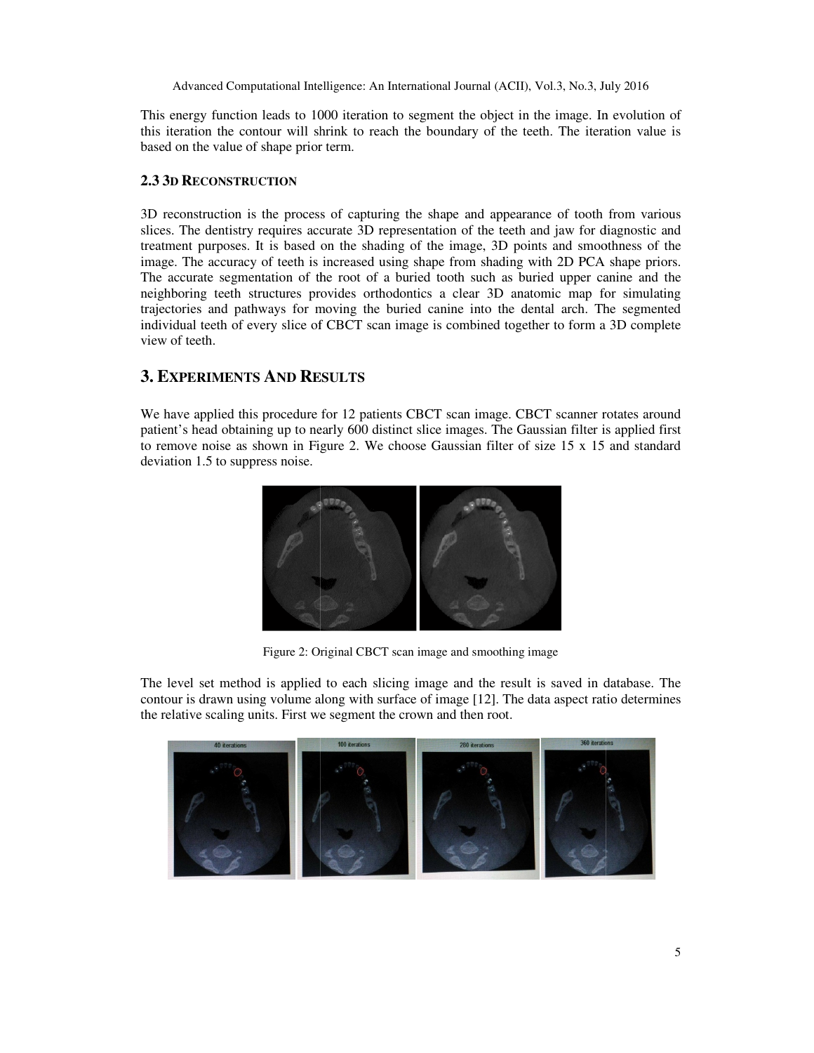This energy function leads to 1000 iteration to segment the object in the image. In evolution of this iteration the contour will shrink to reach the boundary of the teeth. The iteration value is based on the value of shape prior term.

### 2.3 3D RECONSTRUCTION

3D reconstruction is the process of capturing the shape and appearance of tooth from various slices. The dentistry requires accurate 3D representation of the teeth and jaw for diagnostic and treatment purposes. It is based on the shading of the image, 3D points and smoothness of the image. The accuracy of teeth is increased using shape from shading with 2D PCA shape priors. The accurate segmentation of the root of a buried tooth such as buried upper canine and the neighboring teeth structures provides orthodontics a clear 3D anatomic map for simulating trajectories and pathways for moving the buried canine into the dental arch. The segmented individual teeth of every slice of CBCT scan image is combined together to form a 3D complete view of teeth.

## 3. EXPERIMENTS AND RESULTS

We have applied this procedure for 12 patients CBCT scan image. CBCT scanner rotates around patient's head obtaining up to nearly 600 distinct slice images. The Gaussian filter is applied first to remove noise as shown in Figure 2. We choose Gaussian filter of size 15 x 15 and standard deviation 1.5 to suppress noise.

Figure 2: Original CBCT scan image and smoothing image

The level set method is applied to each slicing image and the result is saved in database. The contour is drawn using volume along with surface of image [12]. The data aspect ratio determines the relative scaling units. First we segment the crown and then root.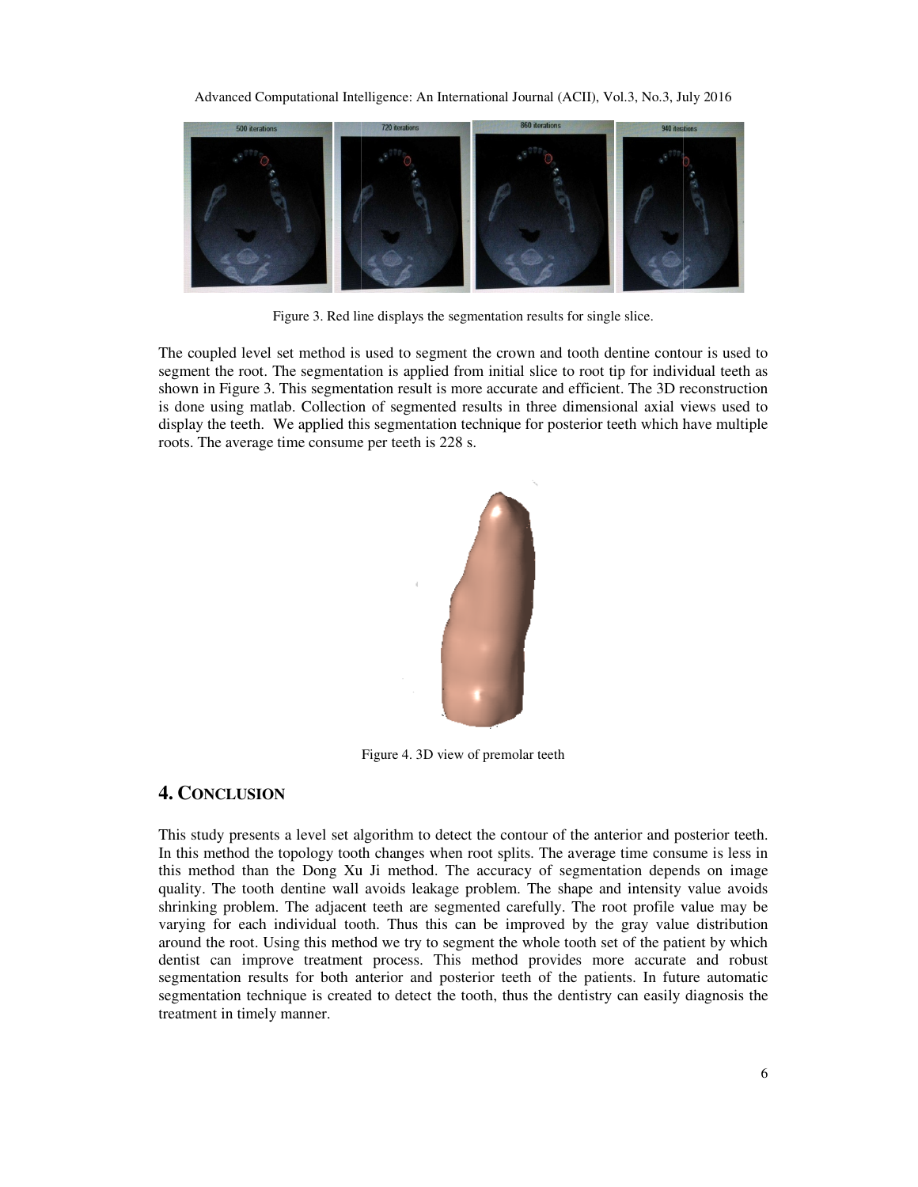Figure 3. Red line displays the segmentation results for single slice.

The coupled level set method is used to segment the crown and tooth dentine contour is used to segment the root. The segmentation is applied from initial slice to root tip for individual teeth as shown in Figure 3. This segmentation result is more accurate and efficient. The 3D reconstruction is done using matlab. Collection of segmented results in three dimensional axial views used to display the teeth. We applied this segmentation technique for posterior teeth which have multiple roots. The average time consume per teeth is 228 s.

Figure 4. 3D view of premolar teeth

## 4. CONCLUSION

This study presents a level set algorithm to detect the contour of the anterior and posterior teeth. In this method the topology tooth changes when root splits. The average time consume is less in this method than the Dong Xu Ji method. The accuracy of segmentation depends on image quality. The tooth dentine wall avoids leakage problem. The shape and intensity value avoids shrinking problem. The adjacent teeth are segmented carefully. The root profile value may be varying for each individual tooth. Thus this can be improved by the gray value distribution around the root. Using this method we try to segment the whole tooth set of the patient by which dentist can improve treatment process. This method provides more accurate and robust segmentation results for both anterior and posterior teeth of the patients. In future automatic segmentation technique is created to detect the tooth, thus the dentistry can easily diagnosis the treatment in timely manner.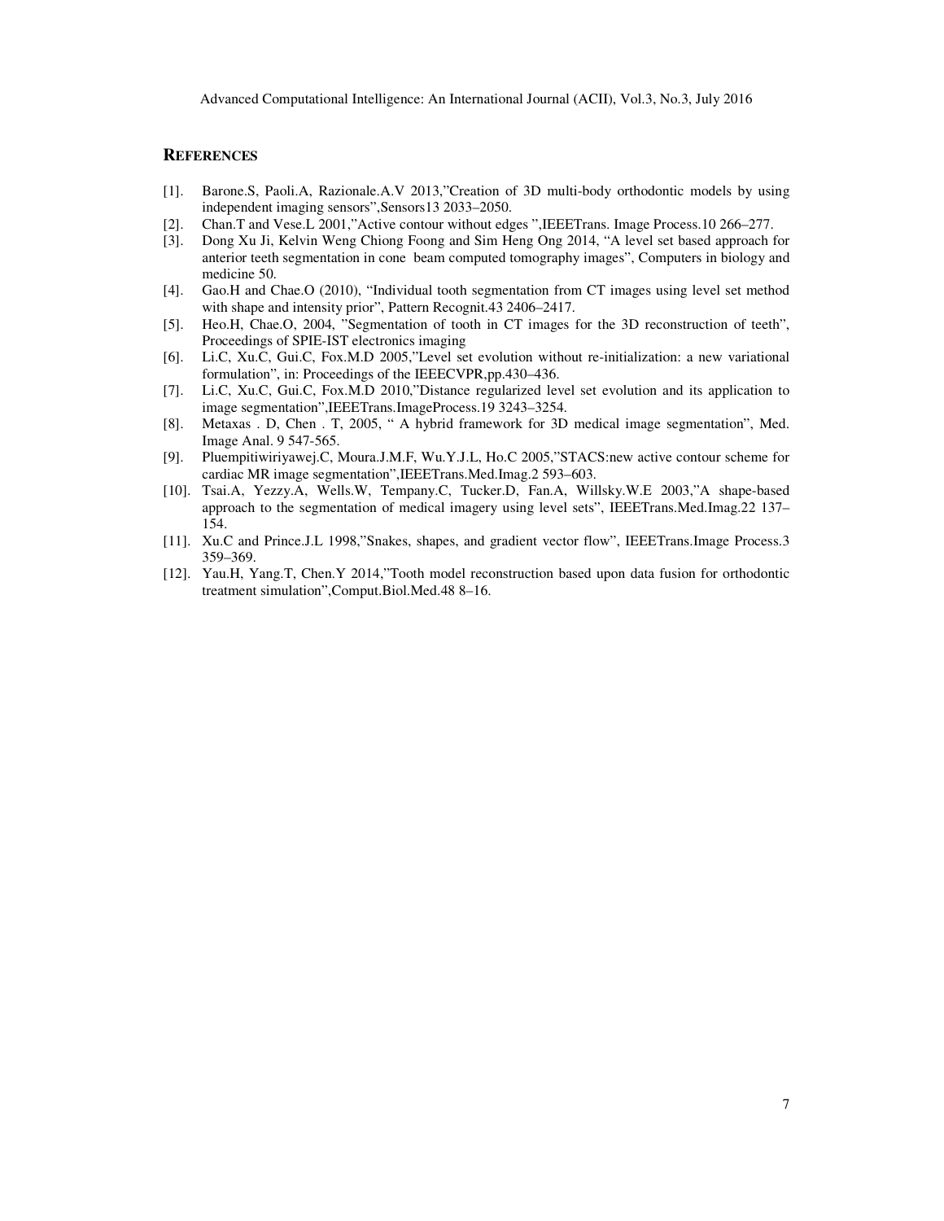## REFERENCES

[1]. Barone.S, Paoli.A, Razionale.A.V 2013,"Creation of 3D multi-body orthodontic models by using independent imaging sensors",Sensors13 2033–2050.

[2]. Chan.T and Vese.L 2001,"Active contour without edges ",IEEETrans. Image Process.10 266–277.

[3]. Dong Xu Ji, Kelvin Weng Chiong Foong and Sim Heng Ong 2014, "A level set based approach for anterior teeth segmentation in cone beam computed tomography images", Computers in biology and medicine 50.

[4]. Gao.H and Chae.O (2010), "Individual tooth segmentation from CT images using level set method with shape and intensity prior", Pattern Recognit.43 2406–2417.

[5]. Heo.H, Chae.O, 2004, "Segmentation of tooth in CT images for the 3D reconstruction of teeth", Proceedings of SPIE-IST electronics imaging

[6]. Li.C, Xu.C, Gui.C, Fox.M.D 2005,"Level set evolution without re-initialization: a new variational formulation", in: Proceedings of the IEEECVPR,pp.430–436.

[7]. Li.C, Xu.C, Gui.C, Fox.M.D 2010,"Distance regularized level set evolution and its application to image segmentation",IEEETrans.ImageProcess.19 3243–3254.

[8]. Metaxas . D, Chen . T, 2005, " A hybrid framework for 3D medical image segmentation", Med. Image Anal. 9 547-565.

[9]. Pluempitiwiriyawej.C, Moura.J.M.F, Wu.Y.J.L, Ho.C 2005,"STACS:new active contour scheme for cardiac MR image segmentation",IEEETrans.Med.Imag.2 593–603.

[10]. Tsai.A, Yezzy.A, Wells.W, Tempany.C, Tucker.D, Fan.A, Willsky.W.E 2003,"A shape-based approach to the segmentation of medical imagery using level sets", IEEETrans.Med.Imag.22 137–154.

[11]. Xu.C and Prince.J.L 1998,"Snakes, shapes, and gradient vector flow", IEEETrans.Image Process.3 359–369.

[12]. Yau.H, Yang.T, Chen.Y 2014,"Tooth model reconstruction based upon data fusion for orthodontic treatment simulation",Comput.Biol.Med.48 8–16.